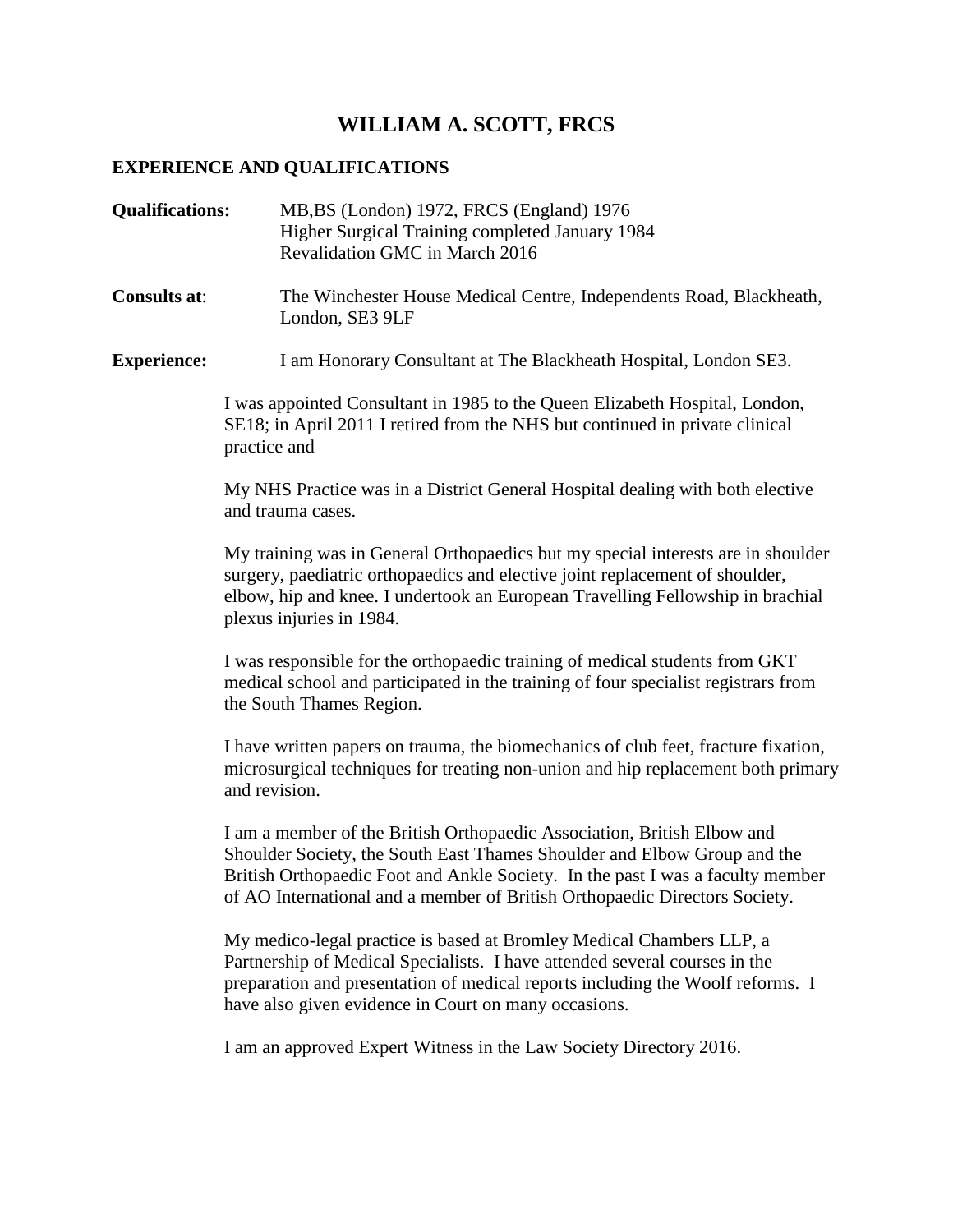# WILLIAM A. SCOTT, FRCS

## EXPERIENCE AND QUALIFICATIONS

**Qualifications:** MB,BS (London) 1972, FRCS (England) 1976
Higher Surgical Training completed January 1984
Revalidation GMC in March 2016

**Consults at**: The Winchester House Medical Centre, Independents Road, Blackheath, London, SE3 9LF

**Experience:** I am Honorary Consultant at The Blackheath Hospital, London SE3.

I was appointed Consultant in 1985 to the Queen Elizabeth Hospital, London, SE18; in April 2011 I retired from the NHS but continued in private clinical practice and

My NHS Practice was in a District General Hospital dealing with both elective and trauma cases.

My training was in General Orthopaedics but my special interests are in shoulder surgery, paediatric orthopaedics and elective joint replacement of shoulder, elbow, hip and knee. I undertook an European Travelling Fellowship in brachial plexus injuries in 1984.

I was responsible for the orthopaedic training of medical students from GKT medical school and participated in the training of four specialist registrars from the South Thames Region.

I have written papers on trauma, the biomechanics of club feet, fracture fixation, microsurgical techniques for treating non-union and hip replacement both primary and revision.

I am a member of the British Orthopaedic Association, British Elbow and Shoulder Society, the South East Thames Shoulder and Elbow Group and the British Orthopaedic Foot and Ankle Society. In the past I was a faculty member of AO International and a member of British Orthopaedic Directors Society.

My medico-legal practice is based at Bromley Medical Chambers LLP, a Partnership of Medical Specialists. I have attended several courses in the preparation and presentation of medical reports including the Woolf reforms. I have also given evidence in Court on many occasions.

I am an approved Expert Witness in the Law Society Directory 2016.